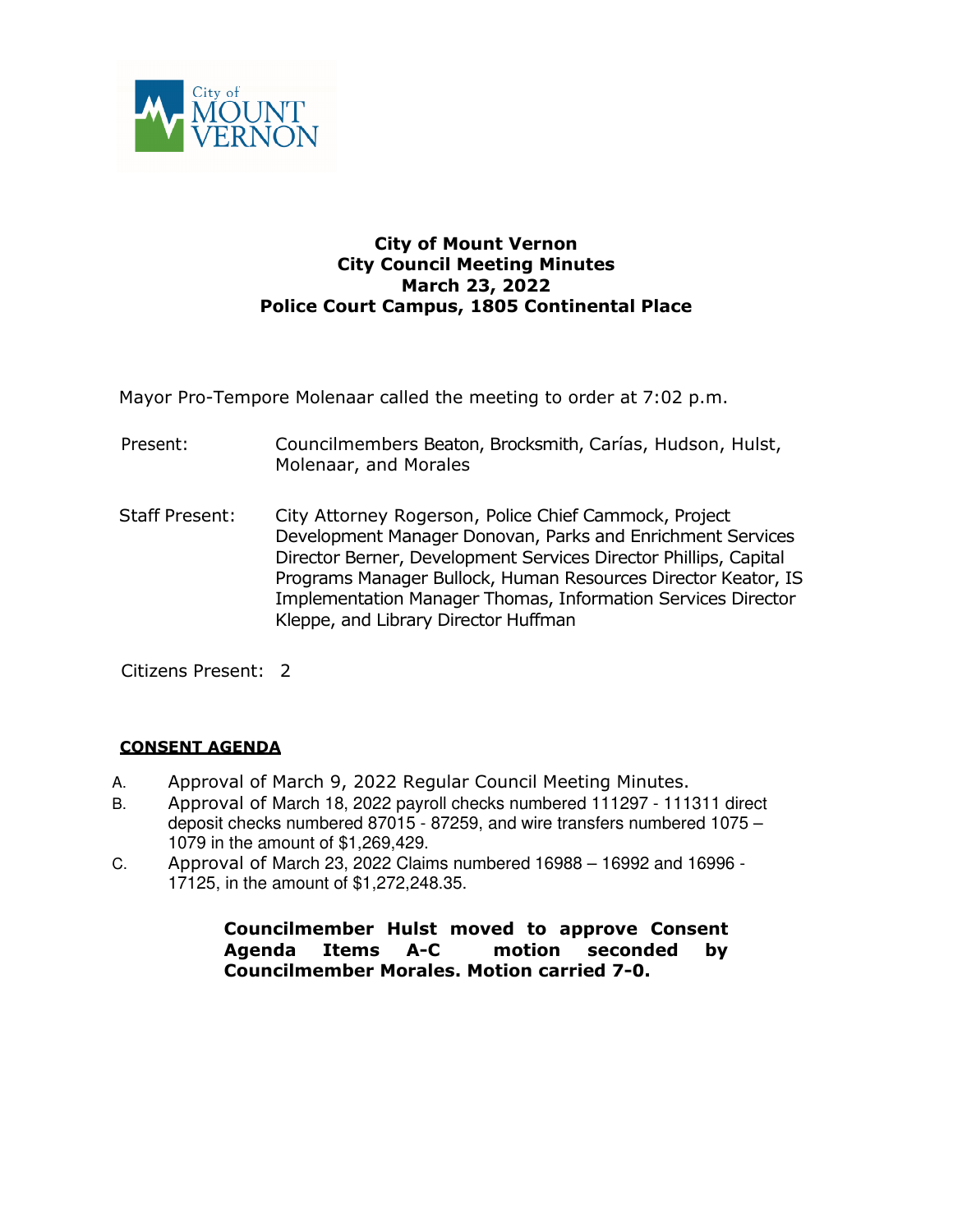# City of Mount Vernon
## City Council Meeting Minutes
## March 23, 2022
## Police Court Campus, 1805 Continental Place

Mayor Pro-Tempore Molenaar called the meeting to order at 7:02 p.m.

Present: Councilmembers Beaton, Brocksmith, Carías, Hudson, Hulst, Molenaar, and Morales

Staff Present: City Attorney Rogerson, Police Chief Cammock, Project Development Manager Donovan, Parks and Enrichment Services Director Berner, Development Services Director Phillips, Capital Programs Manager Bullock, Human Resources Director Keator, IS Implementation Manager Thomas, Information Services Director Kleppe, and Library Director Huffman

Citizens Present: 2

**CONSENT AGENDA**

A. Approval of March 9, 2022 Regular Council Meeting Minutes.

B. Approval of March 18, 2022 payroll checks numbered 111297 - 111311 direct deposit checks numbered 87015 - 87259, and wire transfers numbered 1075 – 1079 in the amount of $1,269,429.

C. Approval of March 23, 2022 Claims numbered 16988 – 16992 and 16996 - 17125, in the amount of $1,272,248.35.

**Councilmember Hulst moved to approve Consent Agenda Items A-C motion seconded by Councilmember Morales. Motion carried 7-0.**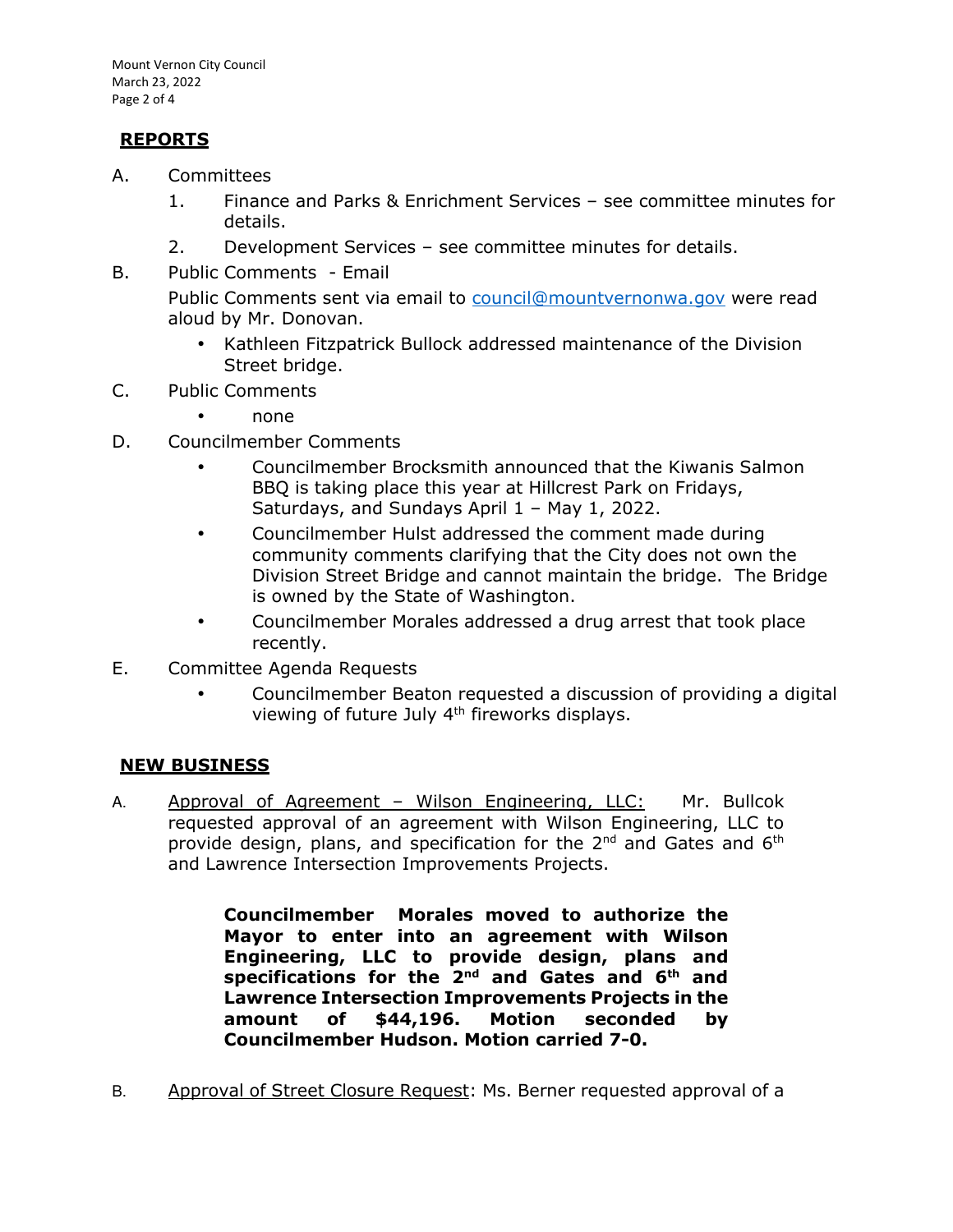## REPORTS

A. Committees

1. Finance and Parks & Enrichment Services – see committee minutes for details.
2. Development Services – see committee minutes for details.

B. Public Comments - Email

Public Comments sent via email to council@mountvernonwa.gov were read aloud by Mr. Donovan.

- Kathleen Fitzpatrick Bullock addressed maintenance of the Division Street bridge.

C. Public Comments

- none

D. Councilmember Comments

- Councilmember Brocksmith announced that the Kiwanis Salmon BBQ is taking place this year at Hillcrest Park on Fridays, Saturdays, and Sundays April 1 – May 1, 2022.
- Councilmember Hulst addressed the comment made during community comments clarifying that the City does not own the Division Street Bridge and cannot maintain the bridge. The Bridge is owned by the State of Washington.
- Councilmember Morales addressed a drug arrest that took place recently.

E. Committee Agenda Requests

- Councilmember Beaton requested a discussion of providing a digital viewing of future July 4th fireworks displays.

## NEW BUSINESS

A. Approval of Agreement – Wilson Engineering, LLC: Mr. Bullcok requested approval of an agreement with Wilson Engineering, LLC to provide design, plans, and specification for the 2nd and Gates and 6th and Lawrence Intersection Improvements Projects.

> **Councilmember Morales moved to authorize the Mayor to enter into an agreement with Wilson Engineering, LLC to provide design, plans and specifications for the 2nd and Gates and 6th and Lawrence Intersection Improvements Projects in the amount of $44,196. Motion seconded by Councilmember Hudson. Motion carried 7-0.**

B. Approval of Street Closure Request: Ms. Berner requested approval of a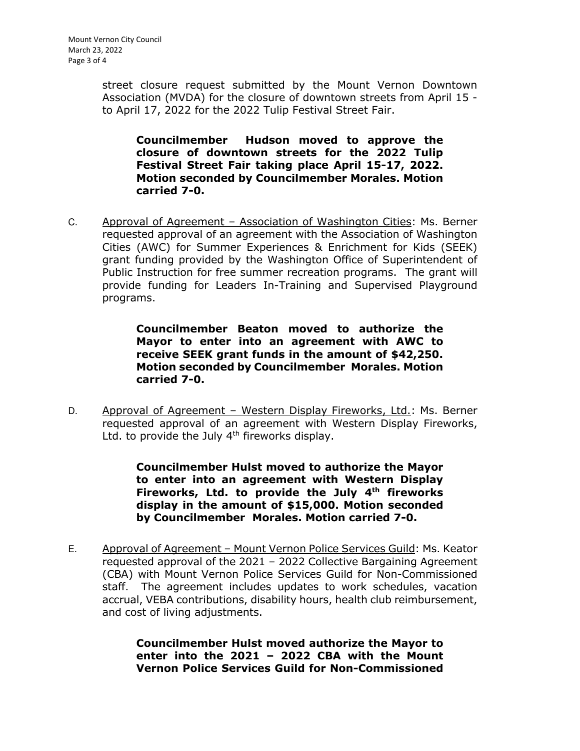street closure request submitted by the Mount Vernon Downtown Association (MVDA) for the closure of downtown streets from April 15 - to April 17, 2022 for the 2022 Tulip Festival Street Fair.

> **Councilmember Hudson moved to approve the closure of downtown streets for the 2022 Tulip Festival Street Fair taking place April 15-17, 2022. Motion seconded by Councilmember Morales. Motion carried 7-0.**

C. Approval of Agreement – Association of Washington Cities: Ms. Berner requested approval of an agreement with the Association of Washington Cities (AWC) for Summer Experiences & Enrichment for Kids (SEEK) grant funding provided by the Washington Office of Superintendent of Public Instruction for free summer recreation programs. The grant will provide funding for Leaders In-Training and Supervised Playground programs.

> **Councilmember Beaton moved to authorize the Mayor to enter into an agreement with AWC to receive SEEK grant funds in the amount of $42,250. Motion seconded by Councilmember Morales. Motion carried 7-0.**

D. Approval of Agreement – Western Display Fireworks, Ltd.: Ms. Berner requested approval of an agreement with Western Display Fireworks, Ltd. to provide the July 4th fireworks display.

> **Councilmember Hulst moved to authorize the Mayor to enter into an agreement with Western Display Fireworks, Ltd. to provide the July 4th fireworks display in the amount of $15,000. Motion seconded by Councilmember Morales. Motion carried 7-0.**

E. Approval of Agreement – Mount Vernon Police Services Guild: Ms. Keator requested approval of the 2021 – 2022 Collective Bargaining Agreement (CBA) with Mount Vernon Police Services Guild for Non-Commissioned staff. The agreement includes updates to work schedules, vacation accrual, VEBA contributions, disability hours, health club reimbursement, and cost of living adjustments.

> **Councilmember Hulst moved authorize the Mayor to enter into the 2021 – 2022 CBA with the Mount Vernon Police Services Guild for Non-Commissioned**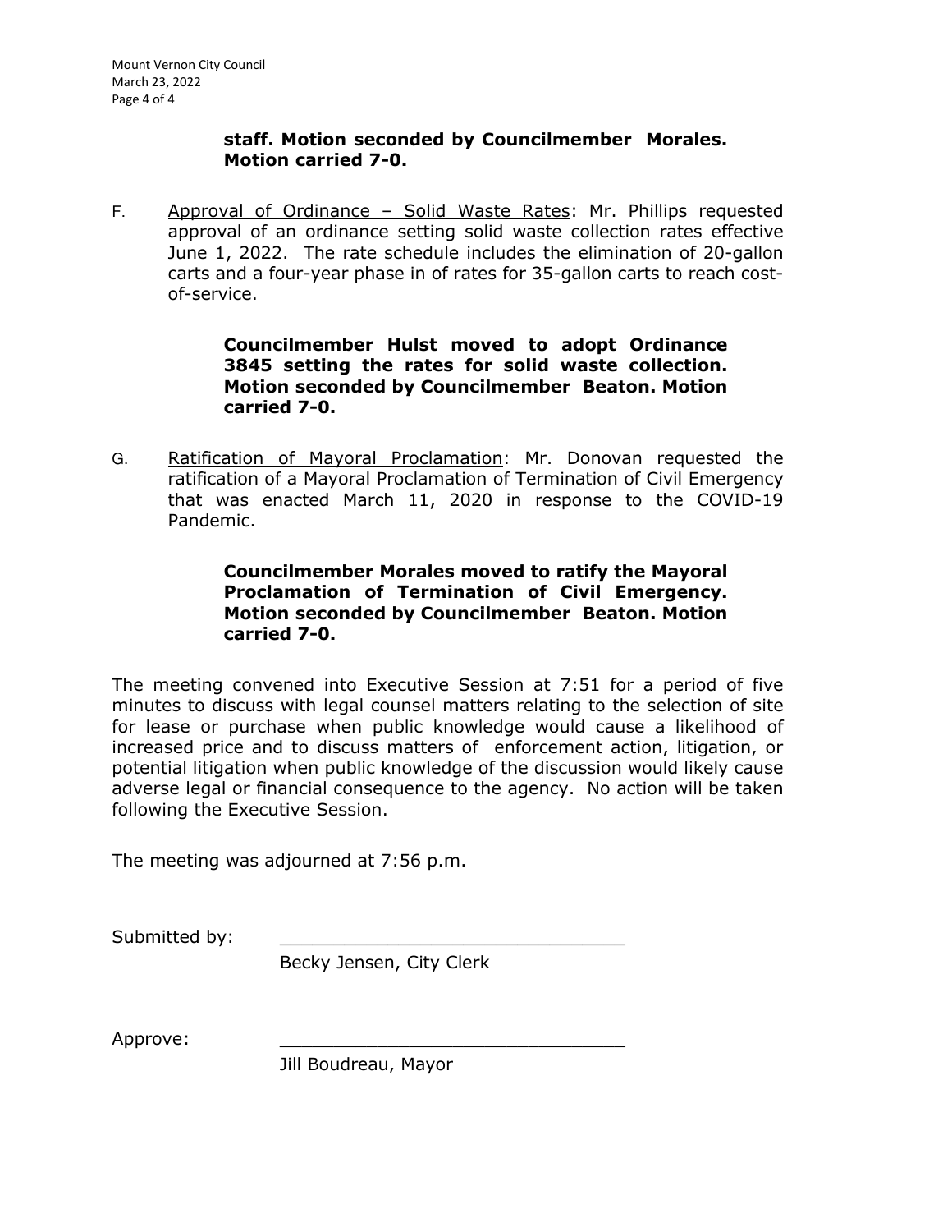**staff. Motion seconded by Councilmember Morales. Motion carried 7-0.**

F. Approval of Ordinance – Solid Waste Rates: Mr. Phillips requested approval of an ordinance setting solid waste collection rates effective June 1, 2022. The rate schedule includes the elimination of 20-gallon carts and a four-year phase in of rates for 35-gallon carts to reach cost-of-service.

> **Councilmember Hulst moved to adopt Ordinance 3845 setting the rates for solid waste collection. Motion seconded by Councilmember Beaton. Motion carried 7-0.**

G. Ratification of Mayoral Proclamation: Mr. Donovan requested the ratification of a Mayoral Proclamation of Termination of Civil Emergency that was enacted March 11, 2020 in response to the COVID-19 Pandemic.

> **Councilmember Morales moved to ratify the Mayoral Proclamation of Termination of Civil Emergency. Motion seconded by Councilmember Beaton. Motion carried 7-0.**

The meeting convened into Executive Session at 7:51 for a period of five minutes to discuss with legal counsel matters relating to the selection of site for lease or purchase when public knowledge would cause a likelihood of increased price and to discuss matters of enforcement action, litigation, or potential litigation when public knowledge of the discussion would likely cause adverse legal or financial consequence to the agency. No action will be taken following the Executive Session.

The meeting was adjourned at 7:56 p.m.

Submitted by: ______________________________
Becky Jensen, City Clerk

Approve: ______________________________
Jill Boudreau, Mayor